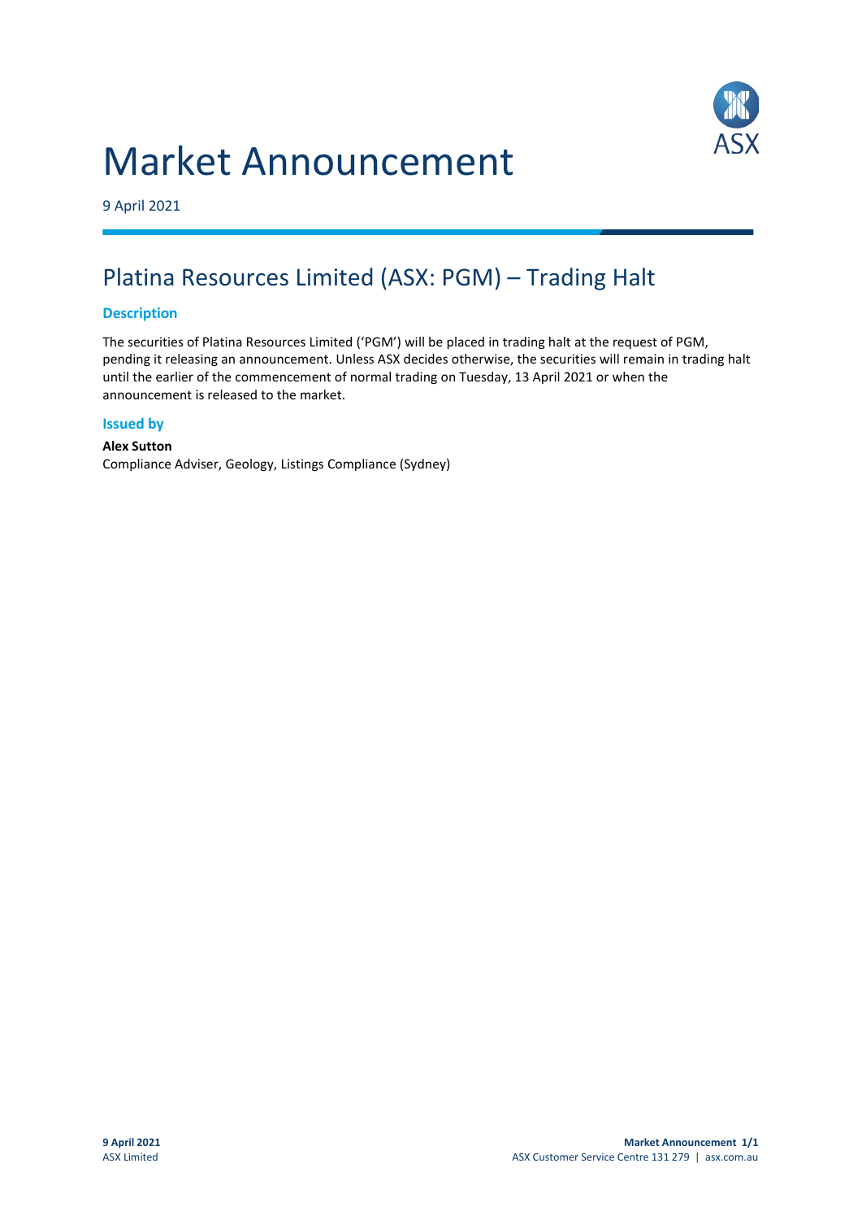# Market Announcement

9 April 2021

## Platina Resources Limited (ASX: PGM) – Trading Halt

### Description

The securities of Platina Resources Limited ('PGM') will be placed in trading halt at the request of PGM, pending it releasing an announcement. Unless ASX decides otherwise, the securities will remain in trading halt until the earlier of the commencement of normal trading on Tuesday, 13 April 2021 or when the announcement is released to the market.

### Issued by

**Alex Sutton**
Compliance Adviser, Geology, Listings Compliance (Sydney)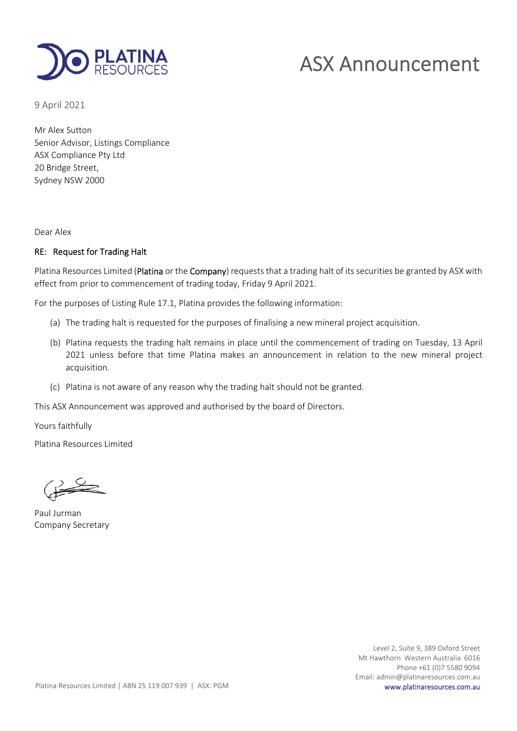# ASX Announcement

9 April 2021

Mr Alex Sutton
Senior Advisor, Listings Compliance
ASX Compliance Pty Ltd
20 Bridge Street,
Sydney NSW 2000

Dear Alex

**RE: Request for Trading Halt**

Platina Resources Limited (**Platina** or the **Company**) requests that a trading halt of its securities be granted by ASX with effect from prior to commencement of trading today, Friday 9 April 2021.

For the purposes of Listing Rule 17.1, Platina provides the following information:

(a) The trading halt is requested for the purposes of finalising a new mineral project acquisition.

(b) Platina requests the trading halt remains in place until the commencement of trading on Tuesday, 13 April 2021 unless before that time Platina makes an announcement in relation to the new mineral project acquisition.

(c) Platina is not aware of any reason why the trading halt should not be granted.

This ASX Announcement was approved and authorised by the board of Directors.

Yours faithfully

Platina Resources Limited

Paul Jurman
Company Secretary

Platina Resources Limited | ABN 25 119 007 939 | ASX: PGM

Level 2, Suite 9, 389 Oxford Street
Mt Hawthorn Western Australia 6016
Phone +61 (0)7 5580 9094
Email: admin@platinaresources.com.au
www.platinaresources.com.au